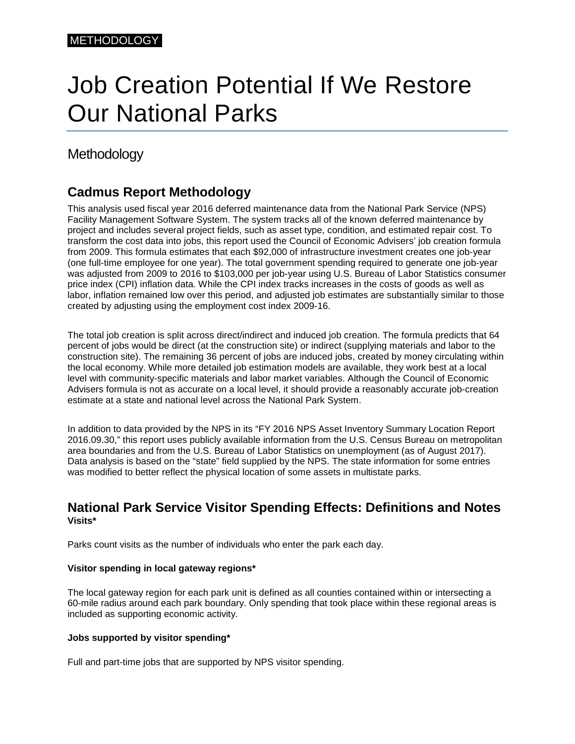METHODOLOGY

# Job Creation Potential If We Restore Our National Parks

## Methodology

### Cadmus Report Methodology

This analysis used fiscal year 2016 deferred maintenance data from the National Park Service (NPS) Facility Management Software System. The system tracks all of the known deferred maintenance by project and includes several project fields, such as asset type, condition, and estimated repair cost. To transform the cost data into jobs, this report used the Council of Economic Advisers' job creation formula from 2009. This formula estimates that each $92,000 of infrastructure investment creates one job-year (one full-time employee for one year). The total government spending required to generate one job-year was adjusted from 2009 to 2016 to $103,000 per job-year using U.S. Bureau of Labor Statistics consumer price index (CPI) inflation data. While the CPI index tracks increases in the costs of goods as well as labor, inflation remained low over this period, and adjusted job estimates are substantially similar to those created by adjusting using the employment cost index 2009-16.

The total job creation is split across direct/indirect and induced job creation. The formula predicts that 64 percent of jobs would be direct (at the construction site) or indirect (supplying materials and labor to the construction site). The remaining 36 percent of jobs are induced jobs, created by money circulating within the local economy. While more detailed job estimation models are available, they work best at a local level with community-specific materials and labor market variables. Although the Council of Economic Advisers formula is not as accurate on a local level, it should provide a reasonably accurate job-creation estimate at a state and national level across the National Park System.

In addition to data provided by the NPS in its "FY 2016 NPS Asset Inventory Summary Location Report 2016.09.30," this report uses publicly available information from the U.S. Census Bureau on metropolitan area boundaries and from the U.S. Bureau of Labor Statistics on unemployment (as of August 2017). Data analysis is based on the "state" field supplied by the NPS. The state information for some entries was modified to better reflect the physical location of some assets in multistate parks.

### National Park Service Visitor Spending Effects: Definitions and Notes

**Visits***

Parks count visits as the number of individuals who enter the park each day.

**Visitor spending in local gateway regions***

The local gateway region for each park unit is defined as all counties contained within or intersecting a 60-mile radius around each park boundary. Only spending that took place within these regional areas is included as supporting economic activity.

**Jobs supported by visitor spending***

Full and part-time jobs that are supported by NPS visitor spending.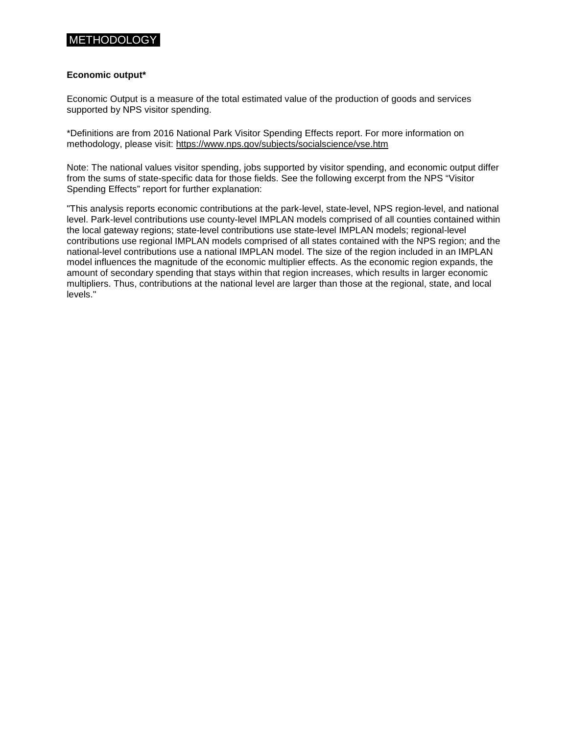# METHODOLOGY

**Economic output***

Economic Output is a measure of the total estimated value of the production of goods and services supported by NPS visitor spending.

*Definitions are from 2016 National Park Visitor Spending Effects report. For more information on methodology, please visit: https://www.nps.gov/subjects/socialscience/vse.htm

Note: The national values visitor spending, jobs supported by visitor spending, and economic output differ from the sums of state-specific data for those fields. See the following excerpt from the NPS “Visitor Spending Effects” report for further explanation:

"This analysis reports economic contributions at the park-level, state-level, NPS region-level, and national level. Park-level contributions use county-level IMPLAN models comprised of all counties contained within the local gateway regions; state-level contributions use state-level IMPLAN models; regional-level contributions use regional IMPLAN models comprised of all states contained with the NPS region; and the national-level contributions use a national IMPLAN model. The size of the region included in an IMPLAN model influences the magnitude of the economic multiplier effects. As the economic region expands, the amount of secondary spending that stays within that region increases, which results in larger economic multipliers. Thus, contributions at the national level are larger than those at the regional, state, and local levels."